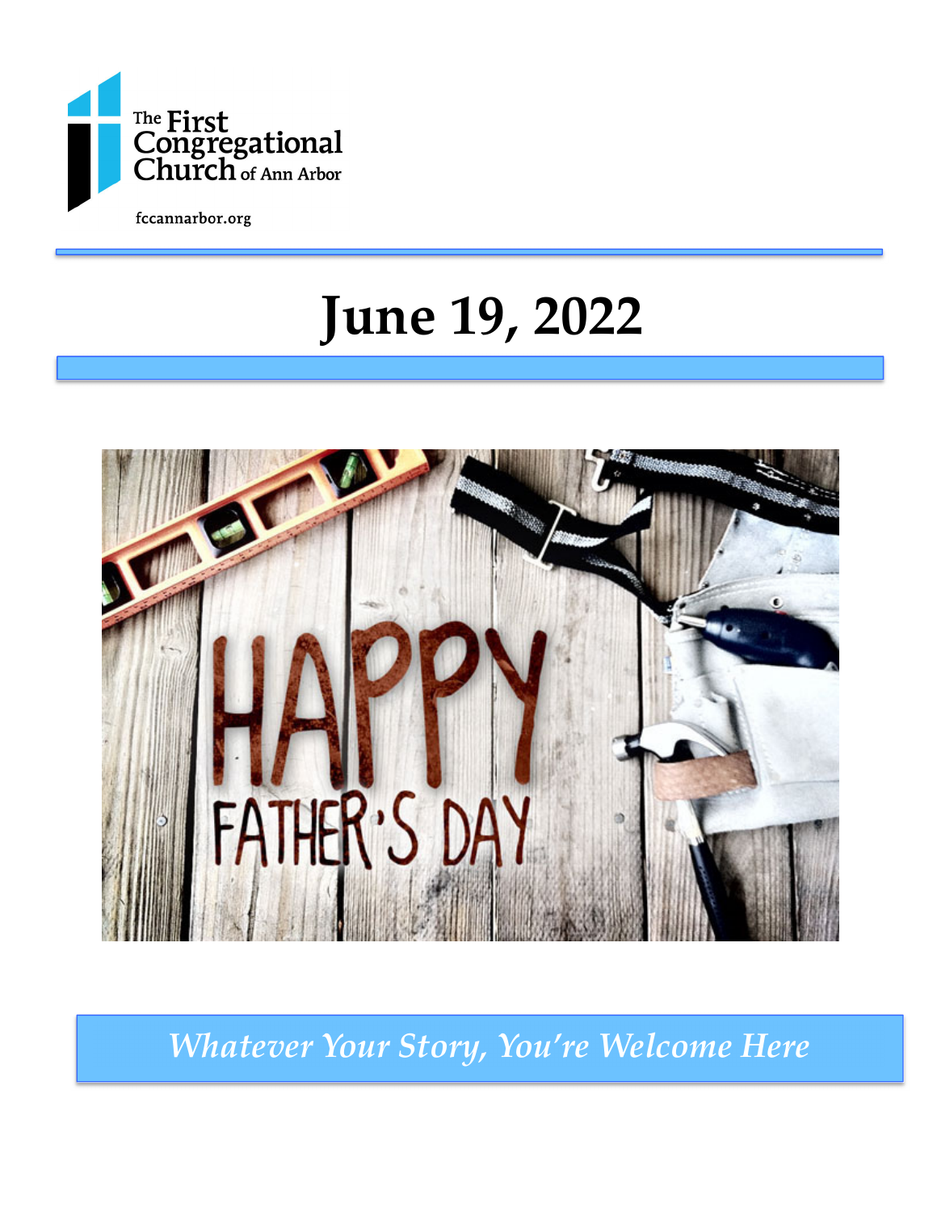The First Congregational Church of Ann Arbor

fccannarbor.org

# June 19, 2022

*Whatever Your Story, You're Welcome Here*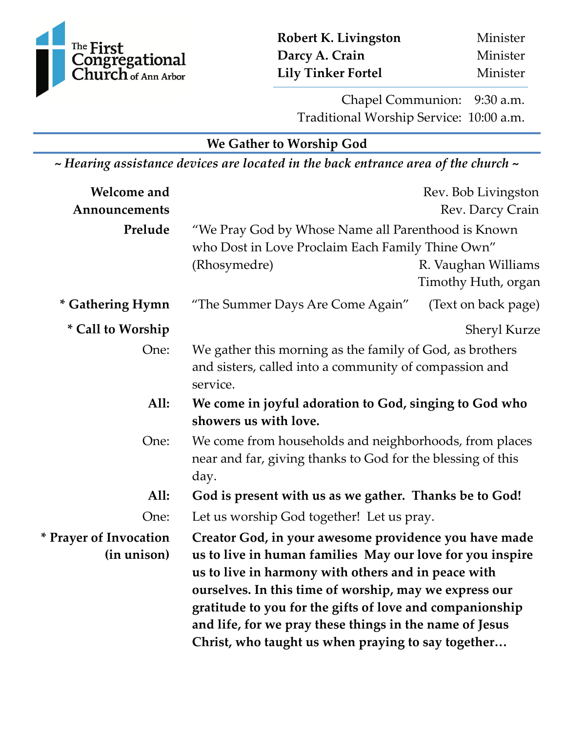The First Congregational Church of Ann Arbor

| | |
|---|---|
| **Robert K. Livingston** | Minister |
| **Darcy A. Crain** | Minister |
| **Lily Tinker Fortel** | Minister |

Chapel Communion: 9:30 a.m.
Traditional Worship Service: 10:00 a.m.

## We Gather to Worship God

*~ Hearing assistance devices are located in the back entrance area of the church ~*

**Welcome and Announcements** — Rev. Bob Livingston, Rev. Darcy Crain

**Prelude** — "We Pray God by Whose Name all Parenthood is Known who Dost in Love Proclaim Each Family Thine Own" (Rhosymedre) — R. Vaughan Williams
Timothy Huth, organ

**\* Gathering Hymn** — "The Summer Days Are Come Again" (Text on back page)

**\* Call to Worship** — Sheryl Kurze

One: We gather this morning as the family of God, as brothers and sisters, called into a community of compassion and service.

**All: We come in joyful adoration to God, singing to God who showers us with love.**

One: We come from households and neighborhoods, from places near and far, giving thanks to God for the blessing of this day.

**All: God is present with us as we gather. Thanks be to God!**

One: Let us worship God together! Let us pray.

**\* Prayer of Invocation (in unison)**

**Creator God, in your awesome providence you have made us to live in human families May our love for you inspire us to live in harmony with others and in peace with ourselves. In this time of worship, may we express our gratitude to you for the gifts of love and companionship and life, for we pray these things in the name of Jesus Christ, who taught us when praying to say together…**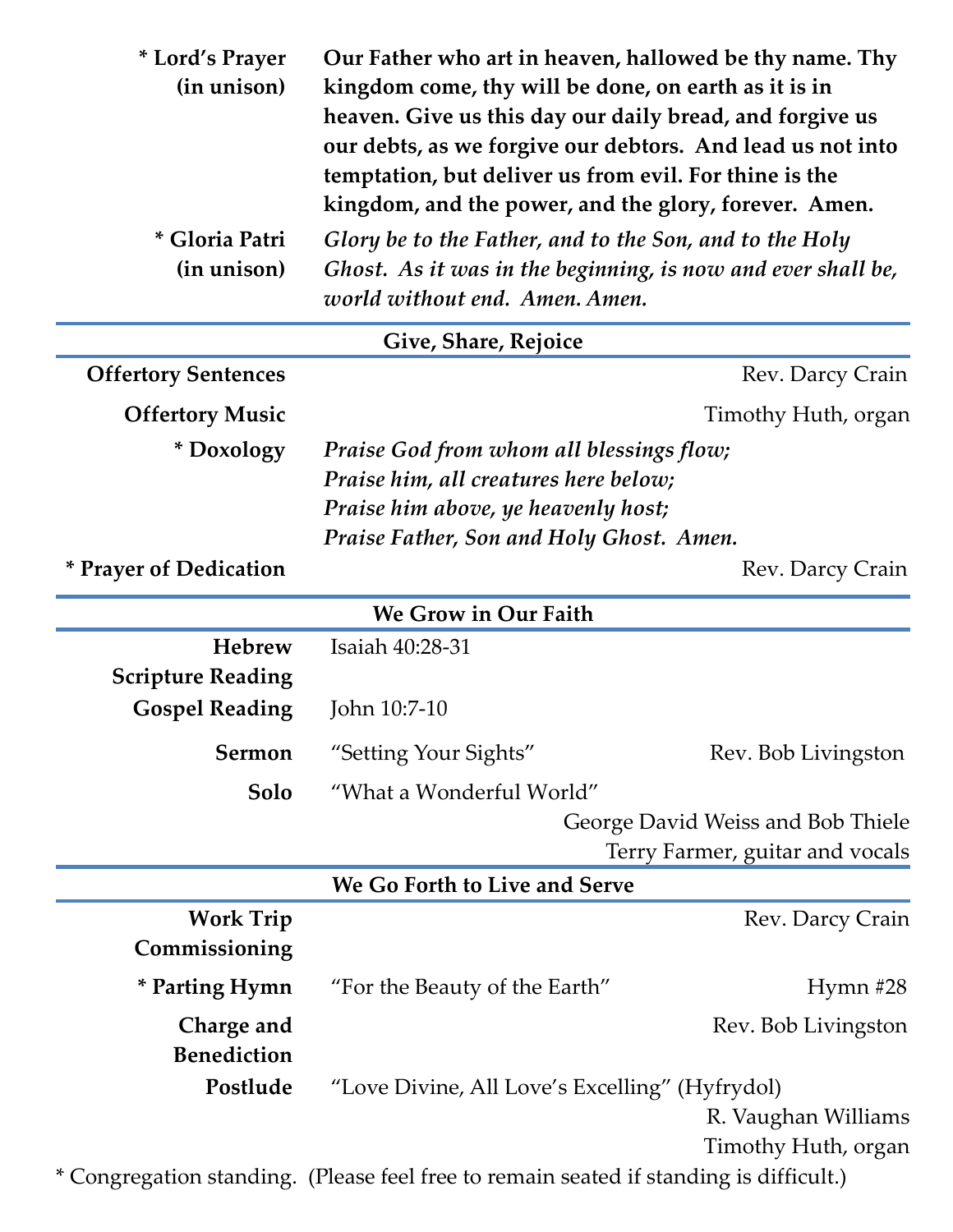**\* Lord's Prayer (in unison)**

**Our Father who art in heaven, hallowed be thy name. Thy kingdom come, thy will be done, on earth as it is in heaven. Give us this day our daily bread, and forgive us our debts, as we forgive our debtors. And lead us not into temptation, but deliver us from evil. For thine is the kingdom, and the power, and the glory, forever. Amen.**

**\* Gloria Patri (in unison)**

*Glory be to the Father, and to the Son, and to the Holy Ghost. As it was in the beginning, is now and ever shall be, world without end. Amen. Amen.*

## Give, Share, Rejoice

**Offertory Sentences** — Rev. Darcy Crain

**Offertory Music** — Timothy Huth, organ

**\* Doxology**

*Praise God from whom all blessings flow;*
*Praise him, all creatures here below;*
*Praise him above, ye heavenly host;*
*Praise Father, Son and Holy Ghost. Amen.*

**\* Prayer of Dedication** — Rev. Darcy Crain

## We Grow in Our Faith

**Hebrew Scripture Reading** — Isaiah 40:28-31

**Gospel Reading** — John 10:7-10

**Sermon** — "Setting Your Sights" — Rev. Bob Livingston

**Solo** — "What a Wonderful World"
George David Weiss and Bob Thiele
Terry Farmer, guitar and vocals

## We Go Forth to Live and Serve

**Work Trip Commissioning** — Rev. Darcy Crain

**\* Parting Hymn** — "For the Beauty of the Earth" — Hymn #28

**Charge and Benediction** — Rev. Bob Livingston

**Postlude** — "Love Divine, All Love's Excelling" (Hyfrydol)
R. Vaughan Williams
Timothy Huth, organ

\* Congregation standing. (Please feel free to remain seated if standing is difficult.)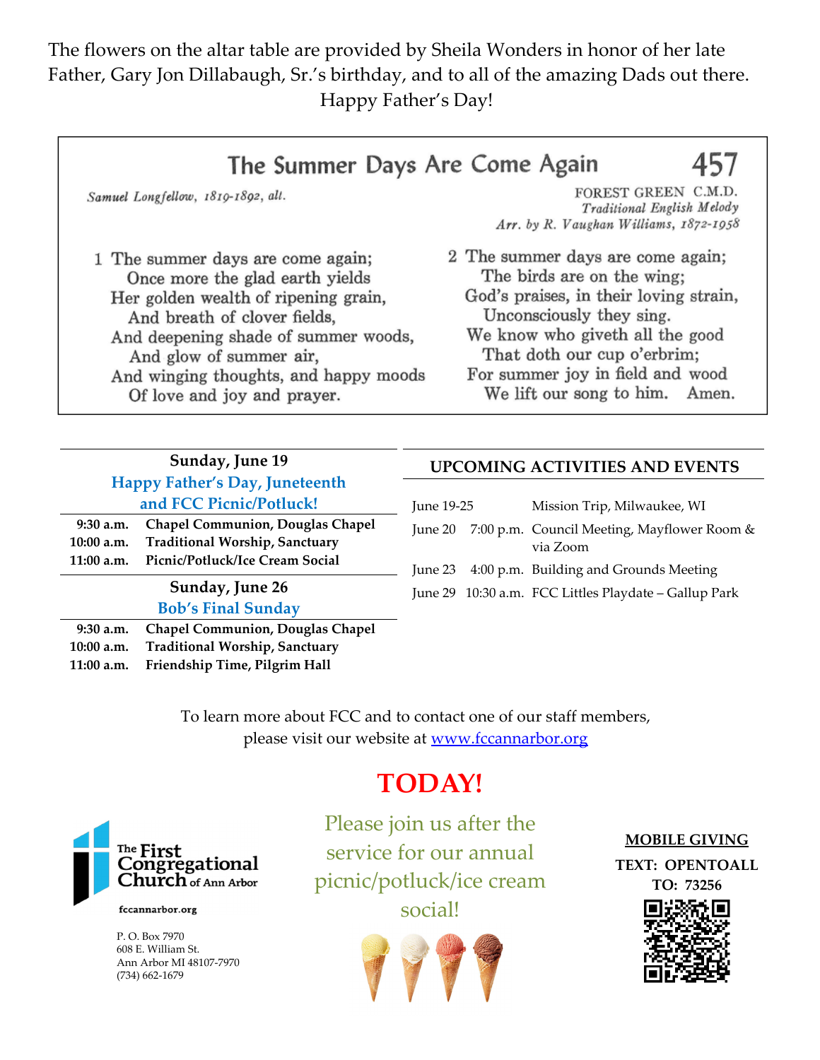The flowers on the altar table are provided by Sheila Wonders in honor of her late Father, Gary Jon Dillabaugh, Sr.'s birthday, and to all of the amazing Dads out there. Happy Father's Day!

## The Summer Days Are Come Again 457

*Samuel Longfellow, 1819-1892, alt.*

FOREST GREEN C.M.D.
*Traditional English Melody*
*Arr. by R. Vaughan Williams, 1872-1958*

1 The summer days are come again;
Once more the glad earth yields
Her golden wealth of ripening grain,
And breath of clover fields,
And deepening shade of summer woods,
And glow of summer air,
And winging thoughts, and happy moods
Of love and joy and prayer.

2 The summer days are come again;
The birds are on the wing;
God's praises, in their loving strain,
Unconsciously they sing.
We know who giveth all the good
That doth our cup o'erbrim;
For summer joy in field and wood
We lift our song to him. Amen.

**Sunday, June 19**
**Happy Father's Day, Juneteenth and FCC Picnic/Potluck!**

| | |
|---|---|
| **9:30 a.m.** | **Chapel Communion, Douglas Chapel** |
| **10:00 a.m.** | **Traditional Worship, Sanctuary** |
| **11:00 a.m.** | **Picnic/Potluck/Ice Cream Social** |

**Sunday, June 26**
**Bob's Final Sunday**

| | |
|---|---|
| **9:30 a.m.** | **Chapel Communion, Douglas Chapel** |
| **10:00 a.m.** | **Traditional Worship, Sanctuary** |
| **11:00 a.m.** | **Friendship Time, Pilgrim Hall** |

**UPCOMING ACTIVITIES AND EVENTS**

| | | |
|---|---|---|
| June 19-25 | | Mission Trip, Milwaukee, WI |
| June 20 | 7:00 p.m. | Council Meeting, Mayflower Room & via Zoom |
| June 23 | 4:00 p.m. | Building and Grounds Meeting |
| June 29 | 10:30 a.m. | FCC Littles Playdate – Gallup Park |

To learn more about FCC and to contact one of our staff members, please visit our website at www.fccannarbor.org

# TODAY!

Please join us after the service for our annual picnic/potluck/ice cream social!

The First Congregational Church of Ann Arbor
fccannarbor.org

P. O. Box 7970
608 E. William St.
Ann Arbor MI 48107-7970
(734) 662-1679

**MOBILE GIVING**
**TEXT: OPENTOALL**
**TO: 73256**